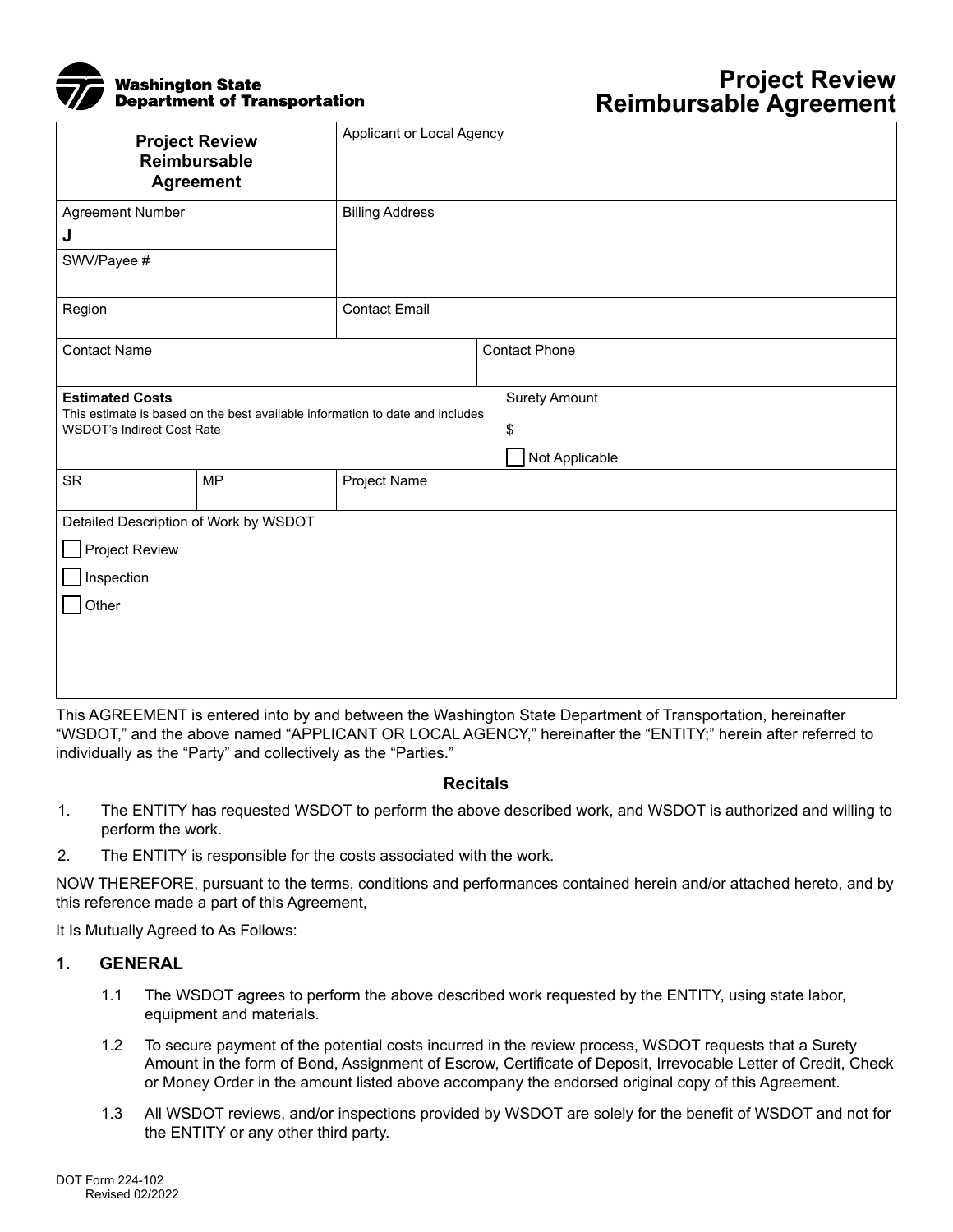# Project Review Reimbursable Agreement

Washington State Department of Transportation

| Project Review Reimbursable Agreement | Applicant or Local Agency | |
|---|---|---|
| Agreement Number<br>J | Billing Address | |
| SWV/Payee # | | |
| Region | Contact Email | |
| Contact Name | | Contact Phone |
| **Estimated Costs**<br>This estimate is based on the best available information to date and includes WSDOT's Indirect Cost Rate | | Surety Amount<br>$<br>☐ Not Applicable |

| SR | MP | Project Name |
|---|---|---|
| | | |

Detailed Description of Work by WSDOT

☐ Project Review

☐ Inspection

☐ Other

This AGREEMENT is entered into by and between the Washington State Department of Transportation, hereinafter "WSDOT," and the above named "APPLICANT OR LOCAL AGENCY," hereinafter the "ENTITY;" herein after referred to individually as the "Party" and collectively as the "Parties."

### Recitals

1. The ENTITY has requested WSDOT to perform the above described work, and WSDOT is authorized and willing to perform the work.
2. The ENTITY is responsible for the costs associated with the work.

NOW THEREFORE, pursuant to the terms, conditions and performances contained herein and/or attached hereto, and by this reference made a part of this Agreement,

It Is Mutually Agreed to As Follows:

## 1. GENERAL

1.1 The WSDOT agrees to perform the above described work requested by the ENTITY, using state labor, equipment and materials.

1.2 To secure payment of the potential costs incurred in the review process, WSDOT requests that a Surety Amount in the form of Bond, Assignment of Escrow, Certificate of Deposit, Irrevocable Letter of Credit, Check or Money Order in the amount listed above accompany the endorsed original copy of this Agreement.

1.3 All WSDOT reviews, and/or inspections provided by WSDOT are solely for the benefit of WSDOT and not for the ENTITY or any other third party.

DOT Form 224-102
Revised 02/2022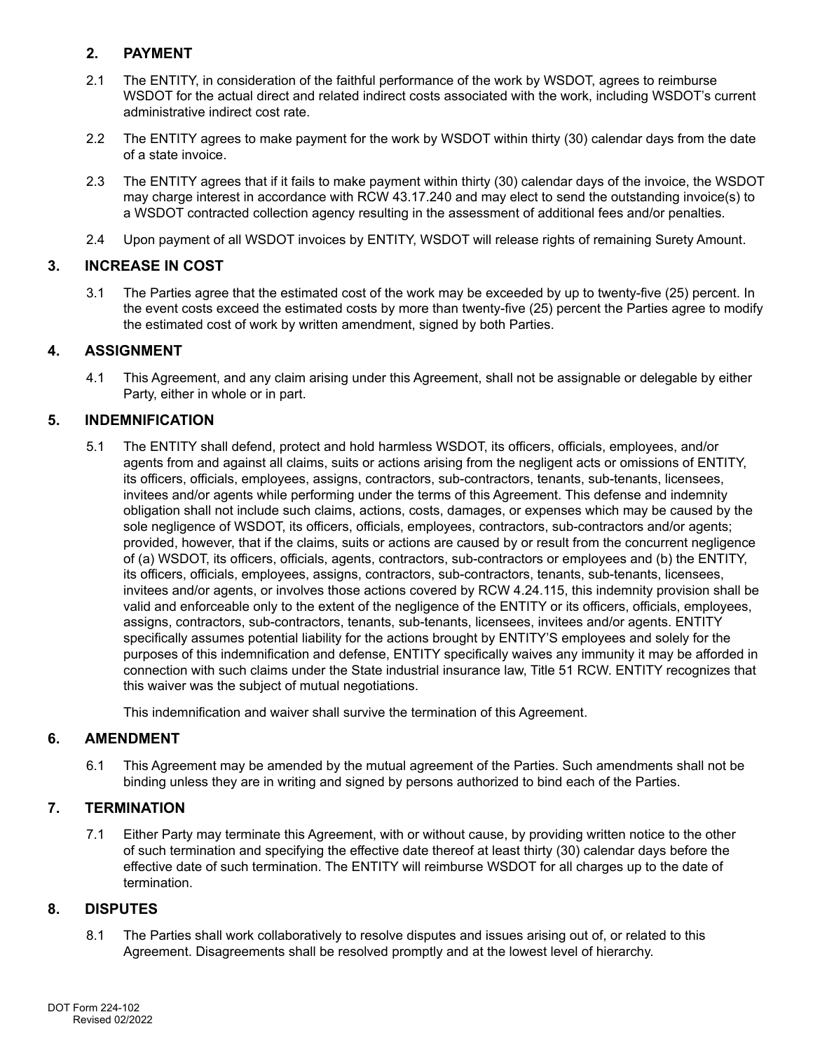## 2. PAYMENT

2.1 The ENTITY, in consideration of the faithful performance of the work by WSDOT, agrees to reimburse WSDOT for the actual direct and related indirect costs associated with the work, including WSDOT's current administrative indirect cost rate.

2.2 The ENTITY agrees to make payment for the work by WSDOT within thirty (30) calendar days from the date of a state invoice.

2.3 The ENTITY agrees that if it fails to make payment within thirty (30) calendar days of the invoice, the WSDOT may charge interest in accordance with RCW 43.17.240 and may elect to send the outstanding invoice(s) to a WSDOT contracted collection agency resulting in the assessment of additional fees and/or penalties.

2.4 Upon payment of all WSDOT invoices by ENTITY, WSDOT will release rights of remaining Surety Amount.

## 3. INCREASE IN COST

3.1 The Parties agree that the estimated cost of the work may be exceeded by up to twenty-five (25) percent. In the event costs exceed the estimated costs by more than twenty-five (25) percent the Parties agree to modify the estimated cost of work by written amendment, signed by both Parties.

## 4. ASSIGNMENT

4.1 This Agreement, and any claim arising under this Agreement, shall not be assignable or delegable by either Party, either in whole or in part.

## 5. INDEMNIFICATION

5.1 The ENTITY shall defend, protect and hold harmless WSDOT, its officers, officials, employees, and/or agents from and against all claims, suits or actions arising from the negligent acts or omissions of ENTITY, its officers, officials, employees, assigns, contractors, sub-contractors, tenants, sub-tenants, licensees, invitees and/or agents while performing under the terms of this Agreement. This defense and indemnity obligation shall not include such claims, actions, costs, damages, or expenses which may be caused by the sole negligence of WSDOT, its officers, officials, employees, contractors, sub-contractors and/or agents; provided, however, that if the claims, suits or actions are caused by or result from the concurrent negligence of (a) WSDOT, its officers, officials, agents, contractors, sub-contractors or employees and (b) the ENTITY, its officers, officials, employees, assigns, contractors, sub-contractors, tenants, sub-tenants, licensees, invitees and/or agents, or involves those actions covered by RCW 4.24.115, this indemnity provision shall be valid and enforceable only to the extent of the negligence of the ENTITY or its officers, officials, employees, assigns, contractors, sub-contractors, tenants, sub-tenants, licensees, invitees and/or agents. ENTITY specifically assumes potential liability for the actions brought by ENTITY'S employees and solely for the purposes of this indemnification and defense, ENTITY specifically waives any immunity it may be afforded in connection with such claims under the State industrial insurance law, Title 51 RCW. ENTITY recognizes that this waiver was the subject of mutual negotiations.

This indemnification and waiver shall survive the termination of this Agreement.

## 6. AMENDMENT

6.1 This Agreement may be amended by the mutual agreement of the Parties. Such amendments shall not be binding unless they are in writing and signed by persons authorized to bind each of the Parties.

## 7. TERMINATION

7.1 Either Party may terminate this Agreement, with or without cause, by providing written notice to the other of such termination and specifying the effective date thereof at least thirty (30) calendar days before the effective date of such termination. The ENTITY will reimburse WSDOT for all charges up to the date of termination.

## 8. DISPUTES

8.1 The Parties shall work collaboratively to resolve disputes and issues arising out of, or related to this Agreement. Disagreements shall be resolved promptly and at the lowest level of hierarchy.

DOT Form 224-102
Revised 02/2022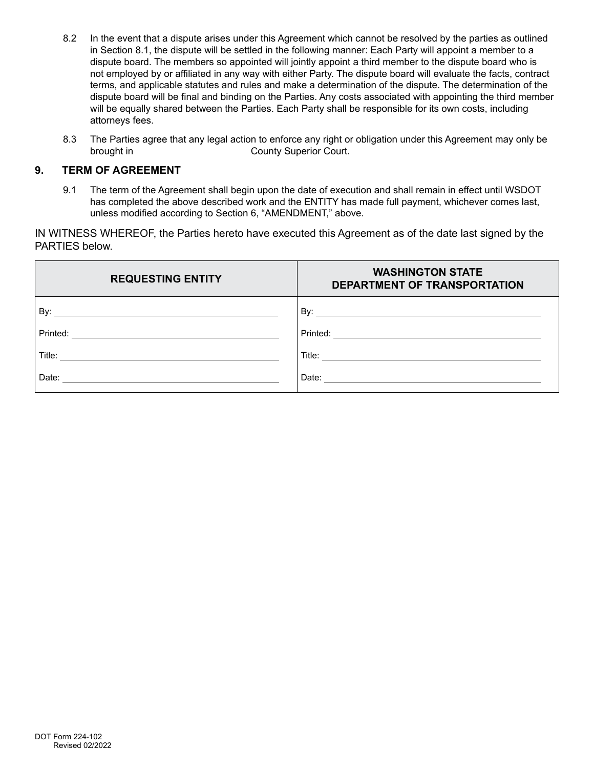8.2 In the event that a dispute arises under this Agreement which cannot be resolved by the parties as outlined in Section 8.1, the dispute will be settled in the following manner: Each Party will appoint a member to a dispute board. The members so appointed will jointly appoint a third member to the dispute board who is not employed by or affiliated in any way with either Party. The dispute board will evaluate the facts, contract terms, and applicable statutes and rules and make a determination of the dispute. The determination of the dispute board will be final and binding on the Parties. Any costs associated with appointing the third member will be equally shared between the Parties. Each Party shall be responsible for its own costs, including attorneys fees.

8.3 The Parties agree that any legal action to enforce any right or obligation under this Agreement may only be brought in ______________________ County Superior Court.

## 9. TERM OF AGREEMENT

9.1 The term of the Agreement shall begin upon the date of execution and shall remain in effect until WSDOT has completed the above described work and the ENTITY has made full payment, whichever comes last, unless modified according to Section 6, "AMENDMENT," above.

IN WITNESS WHEREOF, the Parties hereto have executed this Agreement as of the date last signed by the PARTIES below.

| **REQUESTING ENTITY** | **WASHINGTON STATE DEPARTMENT OF TRANSPORTATION** |
|---|---|
| By: ______________________ | By: ______________________ |
| Printed: ______________________ | Printed: ______________________ |
| Title: ______________________ | Title: ______________________ |
| Date: ______________________ | Date: ______________________ |

DOT Form 224-102
Revised 02/2022